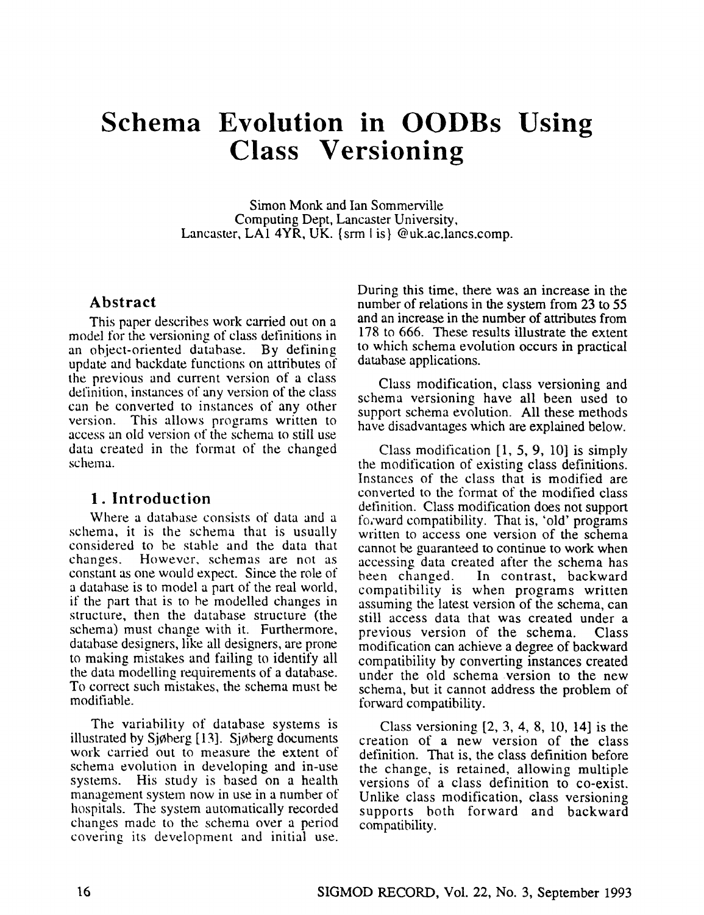# Schema Evolution in OODBs Using Class Versioning

Simon Monk and Ian Sommerville
Computing Dept, Lancaster University,
Lancaster, LA1 4YR, UK. {srm | is} @uk.ac.lancs.comp.

## Abstract

This paper describes work carried out on a model for the versioning of class definitions in an object-oriented database. By defining update and backdate functions on attributes of the previous and current version of a class definition, instances of any version of the class can be converted to instances of any other version. This allows programs written to access an old version of the schema to still use data created in the format of the changed schema.

## 1. Introduction

Where a database consists of data and a schema, it is the schema that is usually considered to be stable and the data that changes. However, schemas are not as constant as one would expect. Since the role of a database is to model a part of the real world, if the part that is to be modelled changes in structure, then the database structure (the schema) must change with it. Furthermore, database designers, like all designers, are prone to making mistakes and failing to identify all the data modelling requirements of a database. To correct such mistakes, the schema must be modifiable.

The variability of database systems is illustrated by Sjøberg [13]. Sjøberg documents work carried out to measure the extent of schema evolution in developing and in-use systems. His study is based on a health management system now in use in a number of hospitals. The system automatically recorded changes made to the schema over a period covering its development and initial use. During this time, there was an increase in the number of relations in the system from 23 to 55 and an increase in the number of attributes from 178 to 666. These results illustrate the extent to which schema evolution occurs in practical database applications.

Class modification, class versioning and schema versioning have all been used to support schema evolution. All these methods have disadvantages which are explained below.

Class modification [1, 5, 9, 10] is simply the modification of existing class definitions. Instances of the class that is modified are converted to the format of the modified class definition. Class modification does not support forward compatibility. That is, 'old' programs written to access one version of the schema cannot be guaranteed to continue to work when accessing data created after the schema has been changed. In contrast, backward compatibility is when programs written assuming the latest version of the schema, can still access data that was created under a previous version of the schema. Class modification can achieve a degree of backward compatibility by converting instances created under the old schema version to the new schema, but it cannot address the problem of forward compatibility.

Class versioning [2, 3, 4, 8, 10, 14] is the creation of a new version of the class definition. That is, the class definition before the change, is retained, allowing multiple versions of a class definition to co-exist. Unlike class modification, class versioning supports both forward and backward compatibility.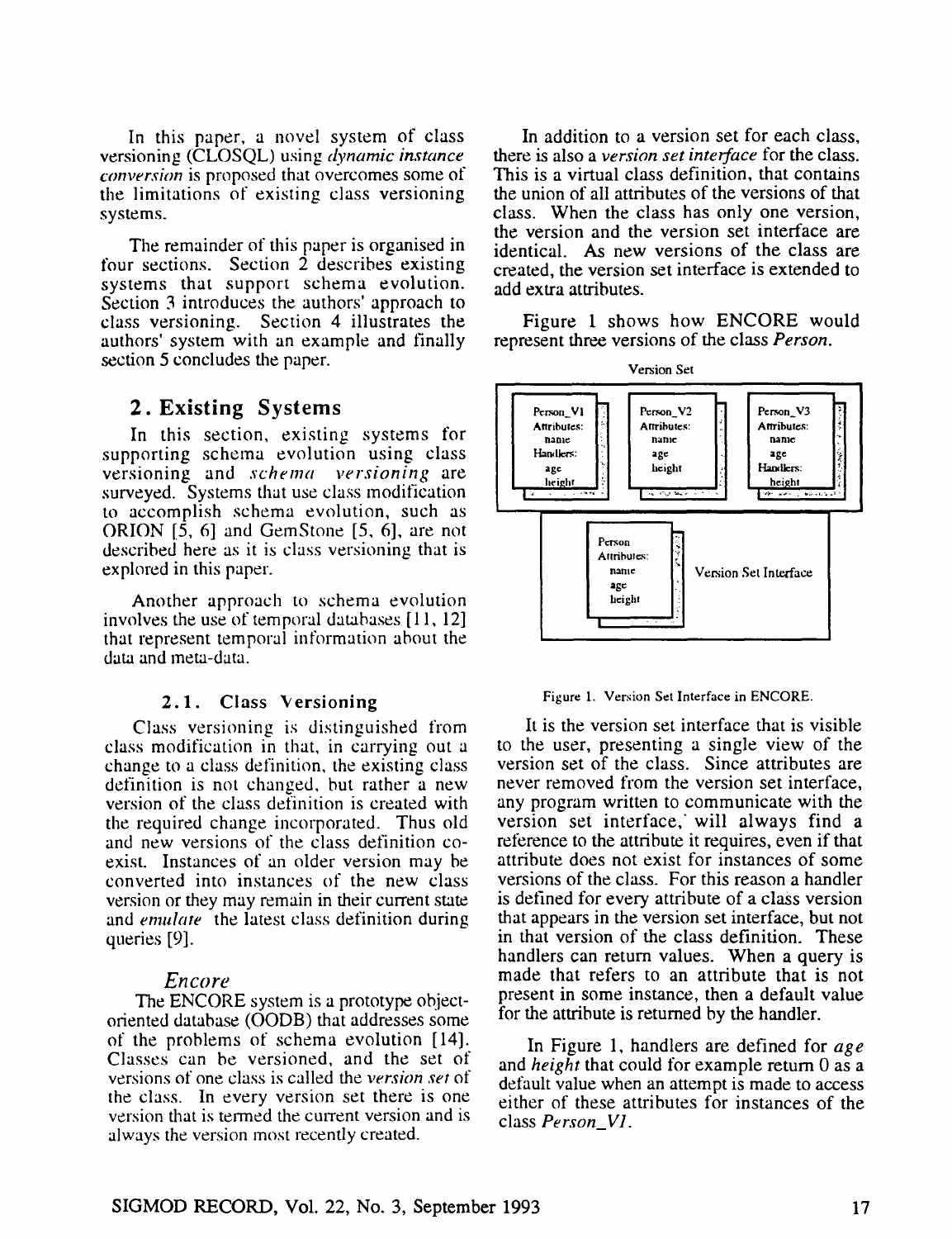In this paper, a novel system of class versioning (CLOSQL) using *dynamic instance conversion* is proposed that overcomes some of the limitations of existing class versioning systems.

The remainder of this paper is organised in four sections. Section 2 describes existing systems that support schema evolution. Section 3 introduces the authors' approach to class versioning. Section 4 illustrates the authors' system with an example and finally section 5 concludes the paper.

## 2. Existing Systems

In this section, existing systems for supporting schema evolution using class versioning and *schema versioning* are surveyed. Systems that use class modification to accomplish schema evolution, such as ORION [5, 6] and GemStone [5, 6], are not described here as it is class versioning that is explored in this paper.

Another approach to schema evolution involves the use of temporal databases [11, 12] that represent temporal information about the data and meta-data.

### 2.1. Class Versioning

Class versioning is distinguished from class modification in that, in carrying out a change to a class definition, the existing class definition is not changed, but rather a new version of the class definition is created with the required change incorporated. Thus old and new versions of the class definition co-exist. Instances of an older version may be converted into instances of the new class version or they may remain in their current state and *emulate* the latest class definition during queries [9].

#### *Encore*

The ENCORE system is a prototype object-oriented database (OODB) that addresses some of the problems of schema evolution [14]. Classes can be versioned, and the set of versions of one class is called the *version set* of the class. In every version set there is one version that is termed the current version and is always the version most recently created.

In addition to a version set for each class, there is also a *version set interface* for the class. This is a virtual class definition, that contains the union of all attributes of the versions of that class. When the class has only one version, the version and the version set interface are identical. As new versions of the class are created, the version set interface is extended to add extra attributes.

Figure 1 shows how ENCORE would represent three versions of the class *Person*.

Version Set

| Person_V1 | Person_V2 | Person_V3 |
| --- | --- | --- |
| Attributes: | Attributes: | Attributes: |
| name | name | name |
| Handlers: | age | age |
| age | height | Handlers: |
| height | | height |

Version Set Interface

| Person |
| --- |
| Attributes: |
| name |
| age |
| height |

Figure 1. Version Set Interface in ENCORE.

It is the version set interface that is visible to the user, presenting a single view of the version set of the class. Since attributes are never removed from the version set interface, any program written to communicate with the version set interface, will always find a reference to the attribute it requires, even if that attribute does not exist for instances of some versions of the class. For this reason a handler is defined for every attribute of a class version that appears in the version set interface, but not in that version of the class definition. These handlers can return values. When a query is made that refers to an attribute that is not present in some instance, then a default value for the attribute is returned by the handler.

In Figure 1, handlers are defined for *age* and *height* that could for example return 0 as a default value when an attempt is made to access either of these attributes for instances of the class *Person_V1*.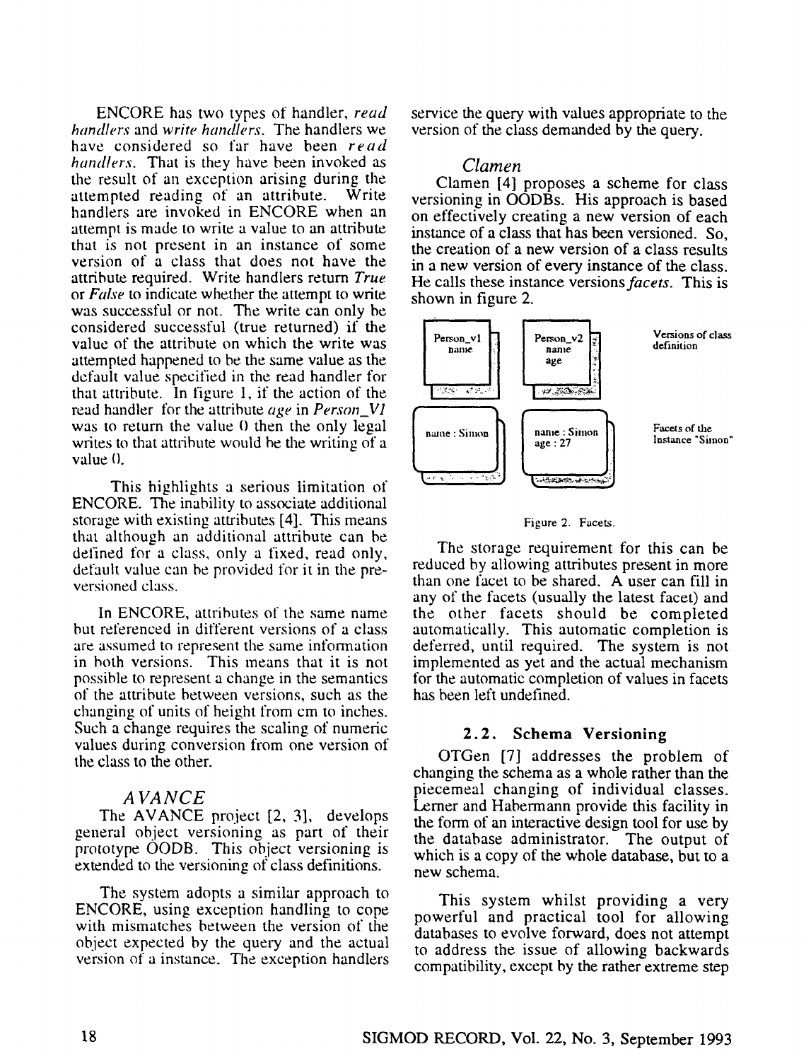ENCORE has two types of handler, *read handlers* and *write handlers*. The handlers we have considered so far have been *read handlers*. That is they have been invoked as the result of an exception arising during the attempted reading of an attribute. Write handlers are invoked in ENCORE when an attempt is made to write a value to an attribute that is not present in an instance of some version of a class that does not have the attribute required. Write handlers return *True* or *False* to indicate whether the attempt to write was successful or not. The write can only be considered successful (true returned) if the value of the attribute on which the write was attempted happened to be the same value as the default value specified in the read handler for that attribute. In figure 1, if the action of the read handler for the attribute *age* in *Person_V1* was to return the value 0 then the only legal writes to that attribute would be the writing of a value 0.

This highlights a serious limitation of ENCORE. The inability to associate additional storage with existing attributes [4]. This means that although an additional attribute can be defined for a class, only a fixed, read only, default value can be provided for it in the pre-versioned class.

In ENCORE, attributes of the same name but referenced in different versions of a class are assumed to represent the same information in both versions. This means that it is not possible to represent a change in the semantics of the attribute between versions, such as the changing of units of height from cm to inches. Such a change requires the scaling of numeric values during conversion from one version of the class to the other.

### *AVANCE*

The AVANCE project [2, 3], develops general object versioning as part of their prototype OODB. This object versioning is extended to the versioning of class definitions.

The system adopts a similar approach to ENCORE, using exception handling to cope with mismatches between the version of the object expected by the query and the actual version of a instance. The exception handlers service the query with values appropriate to the version of the class demanded by the query.

### *Clamen*

Clamen [4] proposes a scheme for class versioning in OODBs. His approach is based on effectively creating a new version of each instance of a class that has been versioned. So, the creation of a new version of a class results in a new version of every instance of the class. He calls these instance versions *facets*. This is shown in figure 2.

| Person_v1 | Person_v2 | Versions of class definition |
|---|---|---|
| name | name<br>age | |
| name : Simon | name : Simon<br>age : 27 | Facets of the Instance "Simon" |

Figure 2. Facets.

The storage requirement for this can be reduced by allowing attributes present in more than one facet to be shared. A user can fill in any of the facets (usually the latest facet) and the other facets should be completed automatically. This automatic completion is deferred, until required. The system is not implemented as yet and the actual mechanism for the automatic completion of values in facets has been left undefined.

## 2.2. Schema Versioning

OTGen [7] addresses the problem of changing the schema as a whole rather than the piecemeal changing of individual classes. Lerner and Habermann provide this facility in the form of an interactive design tool for use by the database administrator. The output of which is a copy of the whole database, but to a new schema.

This system whilst providing a very powerful and practical tool for allowing databases to evolve forward, does not attempt to address the issue of allowing backwards compatibility, except by the rather extreme step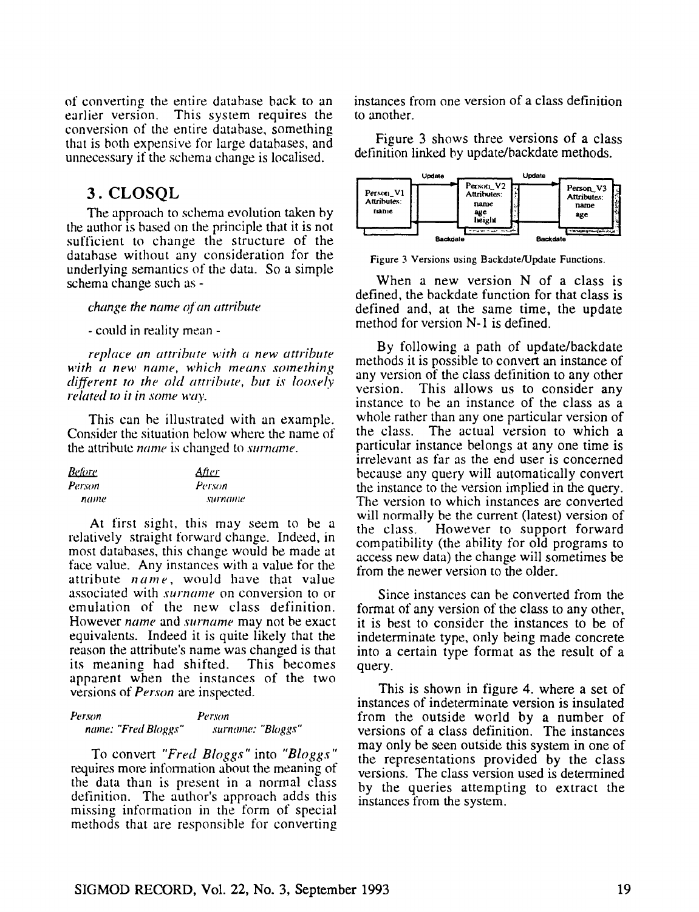of converting the entire database back to an earlier version. This system requires the conversion of the entire database, something that is both expensive for large databases, and unnecessary if the schema change is localised.

## 3. CLOSQL

The approach to schema evolution taken by the author is based on the principle that it is not sufficient to change the structure of the database without any consideration for the underlying semantics of the data. So a simple schema change such as -

*change the name of an attribute*

- could in reality mean -

*replace an attribute with a new attribute with a new name, which means something different to the old attribute, but is loosely related to it in some way.*

This can be illustrated with an example. Consider the situation below where the name of the attribute *name* is changed to *surname*.

| *Before* | *After* |
|---|---|
| *Person* | *Person* |
| *name* | *surname* |

At first sight, this may seem to be a relatively straight forward change. Indeed, in most databases, this change would be made at face value. Any instances with a value for the attribute *name*, would have that value associated with *surname* on conversion to or emulation of the new class definition. However *name* and *surname* may not be exact equivalents. Indeed it is quite likely that the reason the attribute's name was changed is that its meaning had shifted. This becomes apparent when the instances of the two versions of *Person* are inspected.

| *Person* | *Person* |
|---|---|
| *name: "Fred Bloggs"* | *surname: "Bloggs"* |

To convert *"Fred Bloggs"* into *"Bloggs"* requires more information about the meaning of the data than is present in a normal class definition. The author's approach adds this missing information in the form of special methods that are responsible for converting instances from one version of a class definition to another.

Figure 3 shows three versions of a class definition linked by update/backdate methods.

Figure 3 Versions using Backdate/Update Functions.

When a new version N of a class is defined, the backdate function for that class is defined and, at the same time, the update method for version N-1 is defined.

By following a path of update/backdate methods it is possible to convert an instance of any version of the class definition to any other version. This allows us to consider any instance to be an instance of the class as a whole rather than any one particular version of the class. The actual version to which a particular instance belongs at any one time is irrelevant as far as the end user is concerned because any query will automatically convert the instance to the version implied in the query. The version to which instances are converted will normally be the current (latest) version of the class. However to support forward compatibility (the ability for old programs to access new data) the change will sometimes be from the newer version to the older.

Since instances can be converted from the format of any version of the class to any other, it is best to consider the instances to be of indeterminate type, only being made concrete into a certain type format as the result of a query.

This is shown in figure 4. where a set of instances of indeterminate version is insulated from the outside world by a number of versions of a class definition. The instances may only be seen outside this system in one of the representations provided by the class versions. The class version used is determined by the queries attempting to extract the instances from the system.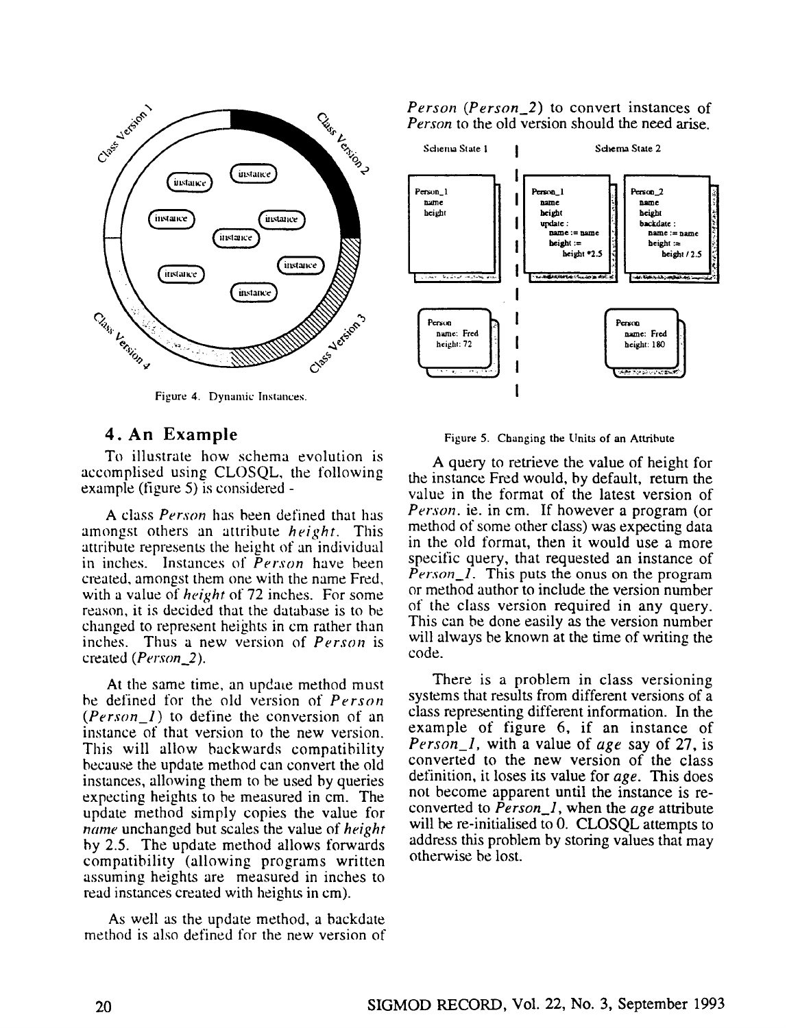Figure 4. Dynamic Instances.

## 4. An Example

To illustrate how schema evolution is accomplished using CLOSQL, the following example (figure 5) is considered -

A class *Person* has been defined that has amongst others an attribute *height*. This attribute represents the height of an individual in inches. Instances of *Person* have been created, amongst them one with the name Fred, with a value of *height* of 72 inches. For some reason, it is decided that the database is to be changed to represent heights in cm rather than inches. Thus a new version of *Person* is created (*Person_2*).

At the same time, an update method must be defined for the old version of *Person* (*Person_1*) to define the conversion of an instance of that version to the new version. This will allow backwards compatibility because the update method can convert the old instances, allowing them to be used by queries expecting heights to be measured in cm. The update method simply copies the value for *name* unchanged but scales the value of *height* by 2.5. The update method allows forwards compatibility (allowing programs written assuming heights are measured in inches to read instances created with heights in cm).

As well as the update method, a backdate method is also defined for the new version of *Person* (*Person_2*) to convert instances of *Person* to the old version should the need arise.

Figure 5. Changing the Units of an Attribute

A query to retrieve the value of height for the instance Fred would, by default, return the value in the format of the latest version of *Person*. ie. in cm. If however a program (or method of some other class) was expecting data in the old format, then it would use a more specific query, that requested an instance of *Person_1*. This puts the onus on the program or method author to include the version number of the class version required in any query. This can be done easily as the version number will always be known at the time of writing the code.

There is a problem in class versioning systems that results from different versions of a class representing different information. In the example of figure 6, if an instance of *Person_1*, with a value of *age* say of 27, is converted to the new version of the class definition, it loses its value for *age*. This does not become apparent until the instance is re-converted to *Person_1*, when the *age* attribute will be re-initialised to 0. CLOSQL attempts to address this problem by storing values that may otherwise be lost.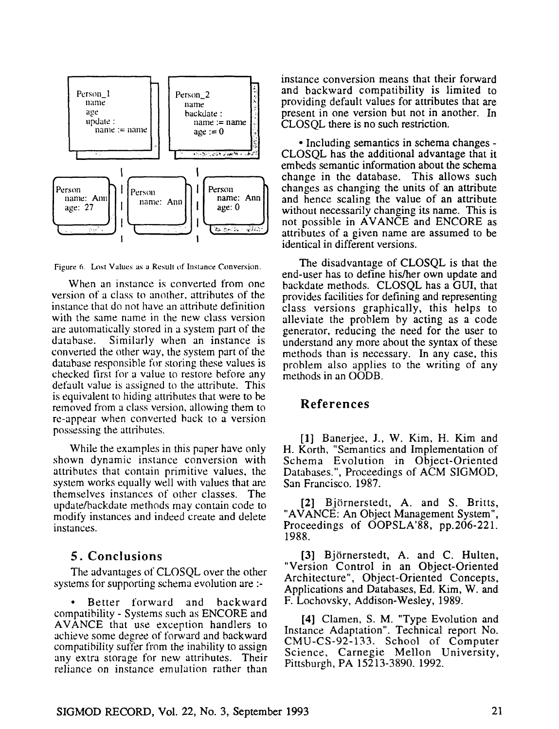Person_1
name
age
update :
name := name

Person_2
name
backdate :
name := name
age := 0

Person
name: Ann
age: 27

Person
name: Ann

Person
name: Ann
age: 0

Figure 6. Lost Values as a Result of Instance Conversion.

When an instance is converted from one version of a class to another, attributes of the instance that do not have an attribute definition with the same name in the new class version are automatically stored in a system part of the database. Similarly when an instance is converted the other way, the system part of the database responsible for storing these values is checked first for a value to restore before any default value is assigned to the attribute. This is equivalent to hiding attributes that were to be removed from a class version, allowing them to re-appear when converted back to a version possessing the attributes.

While the examples in this paper have only shown dynamic instance conversion with attributes that contain primitive values, the system works equally well with values that are themselves instances of other classes. The update/backdate methods may contain code to modify instances and indeed create and delete instances.

## 5. Conclusions

The advantages of CLOSQL over the other systems for supporting schema evolution are :-

- Better forward and backward compatibility - Systems such as ENCORE and AVANCE that use exception handlers to achieve some degree of forward and backward compatibility suffer from the inability to assign any extra storage for new attributes. Their reliance on instance emulation rather than instance conversion means that their forward and backward compatibility is limited to providing default values for attributes that are present in one version but not in another. In CLOSQL there is no such restriction.

- Including semantics in schema changes - CLOSQL has the additional advantage that it embeds semantic information about the schema change in the database. This allows such changes as changing the units of an attribute and hence scaling the value of an attribute without necessarily changing its name. This is not possible in AVANCE and ENCORE as attributes of a given name are assumed to be identical in different versions.

The disadvantage of CLOSQL is that the end-user has to define his/her own update and backdate methods. CLOSQL has a GUI, that provides facilities for defining and representing class versions graphically, this helps to alleviate the problem by acting as a code generator, reducing the need for the user to understand any more about the syntax of these methods than is necessary. In any case, this problem also applies to the writing of any methods in an OODB.

## References

[1] Banerjee, J., W. Kim, H. Kim and H. Korth, "Semantics and Implementation of Schema Evolution in Object-Oriented Databases.", Proceedings of ACM SIGMOD, San Francisco. 1987.

[2] Björnerstedt, A. and S. Britts, "AVANCE: An Object Management System", Proceedings of OOPSLA'88, pp.206-221. 1988.

[3] Björnerstedt, A. and C. Hulten, "Version Control in an Object-Oriented Architecture", Object-Oriented Concepts, Applications and Databases, Ed. Kim, W. and F. Lochovsky, Addison-Wesley, 1989.

[4] Clamen, S. M. "Type Evolution and Instance Adaptation". Technical report No. CMU-CS-92-133. School of Computer Science, Carnegie Mellon University, Pittsburgh, PA 15213-3890. 1992.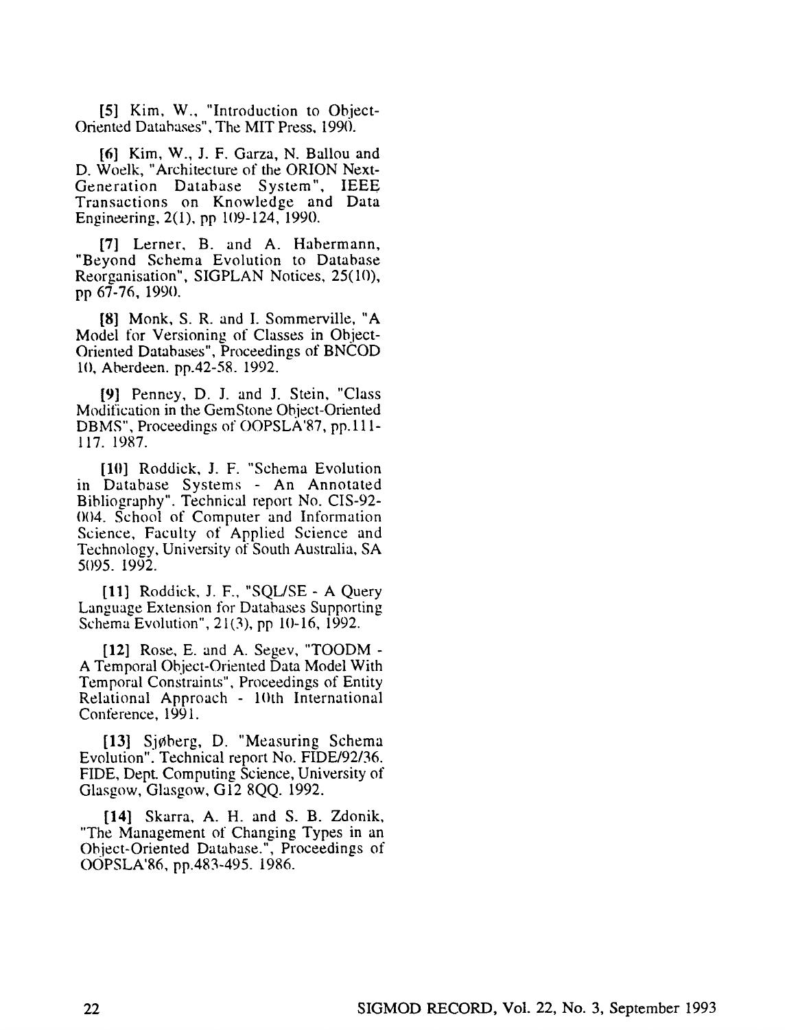[5] Kim, W., "Introduction to Object-Oriented Databases", The MIT Press, 1990.

[6] Kim, W., J. F. Garza, N. Ballou and D. Woelk, "Architecture of the ORION Next-Generation Database System", IEEE Transactions on Knowledge and Data Engineering, 2(1), pp 109-124, 1990.

[7] Lerner, B. and A. Habermann, "Beyond Schema Evolution to Database Reorganisation", SIGPLAN Notices, 25(10), pp 67-76, 1990.

[8] Monk, S. R. and I. Sommerville, "A Model for Versioning of Classes in Object-Oriented Databases", Proceedings of BNCOD 10, Aberdeen. pp.42-58. 1992.

[9] Penney, D. J. and J. Stein, "Class Modification in the GemStone Object-Oriented DBMS", Proceedings of OOPSLA'87, pp.111-117. 1987.

[10] Roddick, J. F. "Schema Evolution in Database Systems - An Annotated Bibliography". Technical report No. CIS-92-004. School of Computer and Information Science, Faculty of Applied Science and Technology, University of South Australia, SA 5095. 1992.

[11] Roddick, J. F., "SQL/SE - A Query Language Extension for Databases Supporting Schema Evolution", 21(3), pp 10-16, 1992.

[12] Rose, E. and A. Segev, "TOODM - A Temporal Object-Oriented Data Model With Temporal Constraints", Proceedings of Entity Relational Approach - 10th International Conference, 1991.

[13] Sjøberg, D. "Measuring Schema Evolution". Technical report No. FIDE/92/36. FIDE, Dept. Computing Science, University of Glasgow, Glasgow, G12 8QQ. 1992.

[14] Skarra, A. H. and S. B. Zdonik, "The Management of Changing Types in an Object-Oriented Database.", Proceedings of OOPSLA'86, pp.483-495. 1986.